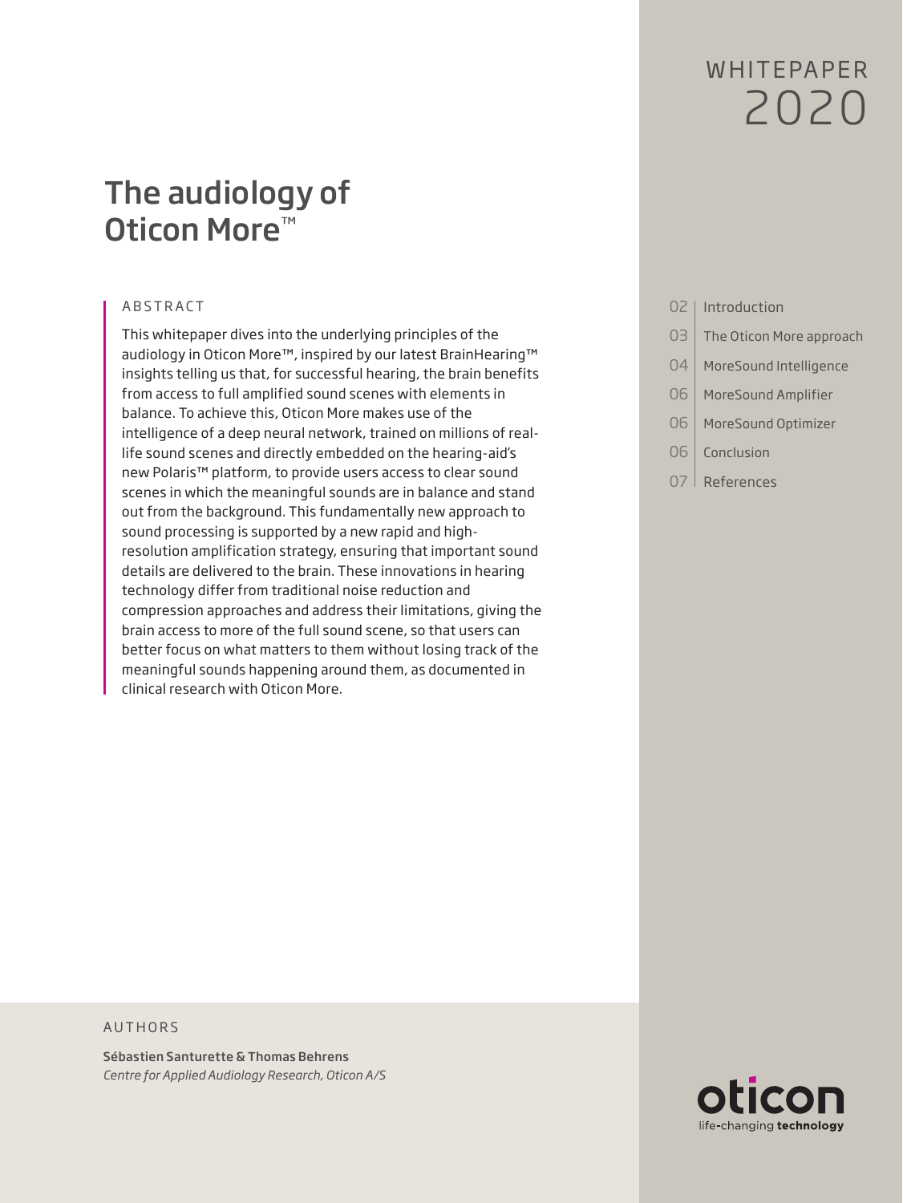WHITEPAPER
2020

# The audiology of Oticon More™

## ABSTRACT

This whitepaper dives into the underlying principles of the audiology in Oticon More™, inspired by our latest BrainHearing™ insights telling us that, for successful hearing, the brain benefits from access to full amplified sound scenes with elements in balance. To achieve this, Oticon More makes use of the intelligence of a deep neural network, trained on millions of real-life sound scenes and directly embedded on the hearing-aid's new Polaris™ platform, to provide users access to clear sound scenes in which the meaningful sounds are in balance and stand out from the background. This fundamentally new approach to sound processing is supported by a new rapid and high-resolution amplification strategy, ensuring that important sound details are delivered to the brain. These innovations in hearing technology differ from traditional noise reduction and compression approaches and address their limitations, giving the brain access to more of the full sound scene, so that users can better focus on what matters to them without losing track of the meaningful sounds happening around them, as documented in clinical research with Oticon More.

- 02 Introduction
- 03 The Oticon More approach
- 04 MoreSound Intelligence
- 06 MoreSound Amplifier
- 06 MoreSound Optimizer
- 06 Conclusion
- 07 References

## AUTHORS

**Sébastien Santurette & Thomas Behrens**
*Centre for Applied Audiology Research, Oticon A/S*

oticon
life-changing **technology**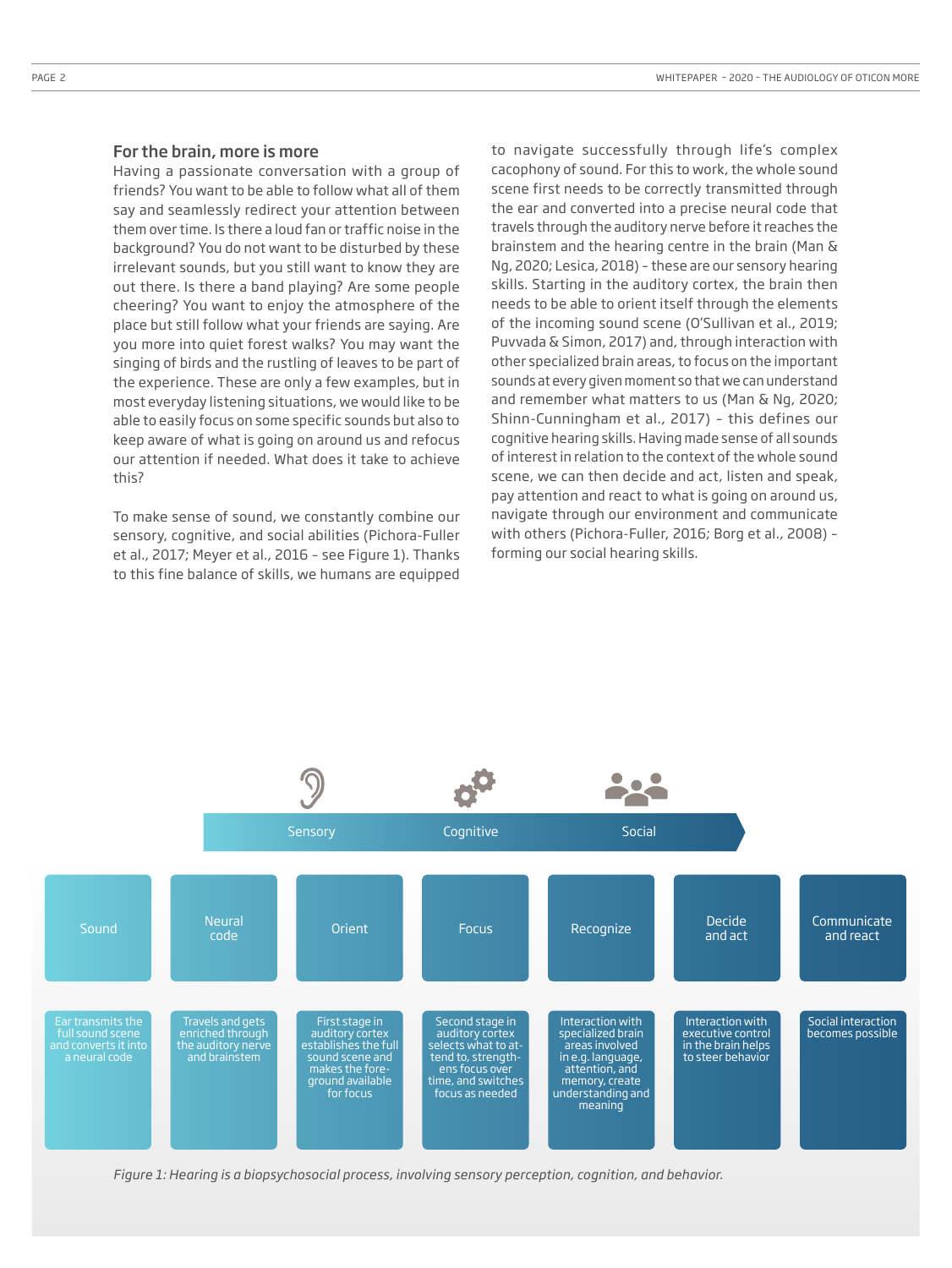## For the brain, more is more

Having a passionate conversation with a group of friends? You want to be able to follow what all of them say and seamlessly redirect your attention between them over time. Is there a loud fan or traffic noise in the background? You do not want to be disturbed by these irrelevant sounds, but you still want to know they are out there. Is there a band playing? Are some people cheering? You want to enjoy the atmosphere of the place but still follow what your friends are saying. Are you more into quiet forest walks? You may want the singing of birds and the rustling of leaves to be part of the experience. These are only a few examples, but in most everyday listening situations, we would like to be able to easily focus on some specific sounds but also to keep aware of what is going on around us and refocus our attention if needed. What does it take to achieve this?

To make sense of sound, we constantly combine our sensory, cognitive, and social abilities (Pichora-Fuller et al., 2017; Meyer et al., 2016 – see Figure 1). Thanks to this fine balance of skills, we humans are equipped to navigate successfully through life's complex cacophony of sound. For this to work, the whole sound scene first needs to be correctly transmitted through the ear and converted into a precise neural code that travels through the auditory nerve before it reaches the brainstem and the hearing centre in the brain (Man & Ng, 2020; Lesica, 2018) – these are our sensory hearing skills. Starting in the auditory cortex, the brain then needs to be able to orient itself through the elements of the incoming sound scene (O'Sullivan et al., 2019; Puvvada & Simon, 2017) and, through interaction with other specialized brain areas, to focus on the important sounds at every given moment so that we can understand and remember what matters to us (Man & Ng, 2020; Shinn-Cunningham et al., 2017) – this defines our cognitive hearing skills. Having made sense of all sounds of interest in relation to the context of the whole sound scene, we can then decide and act, listen and speak, pay attention and react to what is going on around us, navigate through our environment and communicate with others (Pichora-Fuller, 2016; Borg et al., 2008) – forming our social hearing skills.

| Sensory | | | Cognitive | | Social | |
|---|---|---|---|---|---|---|
| Sound | Neural code | Orient | Focus | Recognize | Decide and act | Communicate and react |
| Ear transmits the full sound scene and converts it into a neural code | Travels and gets enriched through the auditory nerve and brainstem | First stage in auditory cortex establishes the full sound scene and makes the foreground available for focus | Second stage in auditory cortex selects what to attend to, strengthens focus over time, and switches focus as needed | Interaction with specialized brain areas involved in e.g. language, attention, and memory, create understanding and meaning | Interaction with executive control in the brain helps to steer behavior | Social interaction becomes possible |

*Figure 1: Hearing is a biopsychosocial process, involving sensory perception, cognition, and behavior.*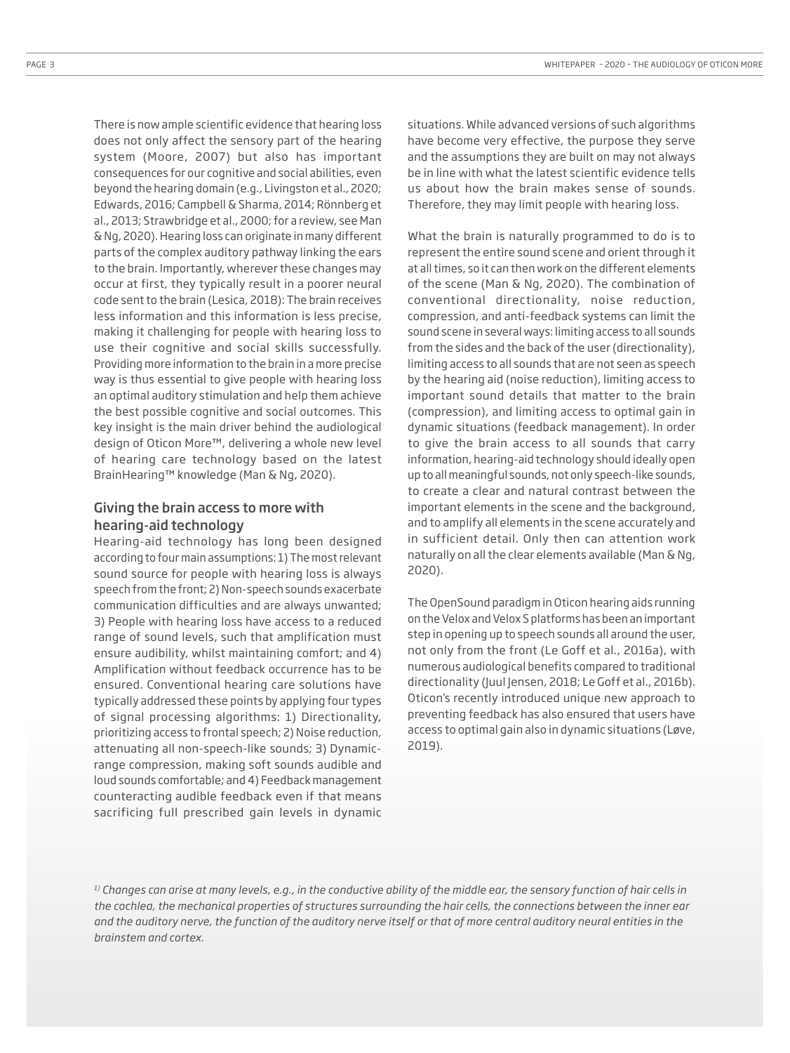There is now ample scientific evidence that hearing loss does not only affect the sensory part of the hearing system (Moore, 2007) but also has important consequences for our cognitive and social abilities, even beyond the hearing domain (e.g., Livingston et al., 2020; Edwards, 2016; Campbell & Sharma, 2014; Rönnberg et al., 2013; Strawbridge et al., 2000; for a review, see Man & Ng, 2020). Hearing loss can originate in many different parts of the complex auditory pathway linking the ears to the brain. Importantly, wherever these changes may occur at first, they typically result in a poorer neural code sent to the brain (Lesica, 2018): The brain receives less information and this information is less precise, making it challenging for people with hearing loss to use their cognitive and social skills successfully. Providing more information to the brain in a more precise way is thus essential to give people with hearing loss an optimal auditory stimulation and help them achieve the best possible cognitive and social outcomes. This key insight is the main driver behind the audiological design of Oticon More™, delivering a whole new level of hearing care technology based on the latest BrainHearing™ knowledge (Man & Ng, 2020).

## Giving the brain access to more with hearing-aid technology

Hearing-aid technology has long been designed according to four main assumptions: 1) The most relevant sound source for people with hearing loss is always speech from the front; 2) Non-speech sounds exacerbate communication difficulties and are always unwanted; 3) People with hearing loss have access to a reduced range of sound levels, such that amplification must ensure audibility, whilst maintaining comfort; and 4) Amplification without feedback occurrence has to be ensured. Conventional hearing care solutions have typically addressed these points by applying four types of signal processing algorithms: 1) Directionality, prioritizing access to frontal speech; 2) Noise reduction, attenuating all non-speech-like sounds; 3) Dynamic-range compression, making soft sounds audible and loud sounds comfortable; and 4) Feedback management counteracting audible feedback even if that means sacrificing full prescribed gain levels in dynamic situations. While advanced versions of such algorithms have become very effective, the purpose they serve and the assumptions they are built on may not always be in line with what the latest scientific evidence tells us about how the brain makes sense of sounds. Therefore, they may limit people with hearing loss.

What the brain is naturally programmed to do is to represent the entire sound scene and orient through it at all times, so it can then work on the different elements of the scene (Man & Ng, 2020). The combination of conventional directionality, noise reduction, compression, and anti-feedback systems can limit the sound scene in several ways: limiting access to all sounds from the sides and the back of the user (directionality), limiting access to all sounds that are not seen as speech by the hearing aid (noise reduction), limiting access to important sound details that matter to the brain (compression), and limiting access to optimal gain in dynamic situations (feedback management). In order to give the brain access to all sounds that carry information, hearing-aid technology should ideally open up to all meaningful sounds, not only speech-like sounds, to create a clear and natural contrast between the important elements in the scene and the background, and to amplify all elements in the scene accurately and in sufficient detail. Only then can attention work naturally on all the clear elements available (Man & Ng, 2020).

The OpenSound paradigm in Oticon hearing aids running on the Velox and Velox S platforms has been an important step in opening up to speech sounds all around the user, not only from the front (Le Goff et al., 2016a), with numerous audiological benefits compared to traditional directionality (Juul Jensen, 2018; Le Goff et al., 2016b). Oticon's recently introduced unique new approach to preventing feedback has also ensured that users have access to optimal gain also in dynamic situations (Løve, 2019).

*[1)] Changes can arise at many levels, e.g., in the conductive ability of the middle ear, the sensory function of hair cells in the cochlea, the mechanical properties of structures surrounding the hair cells, the connections between the inner ear and the auditory nerve, the function of the auditory nerve itself or that of more central auditory neural entities in the brainstem and cortex.*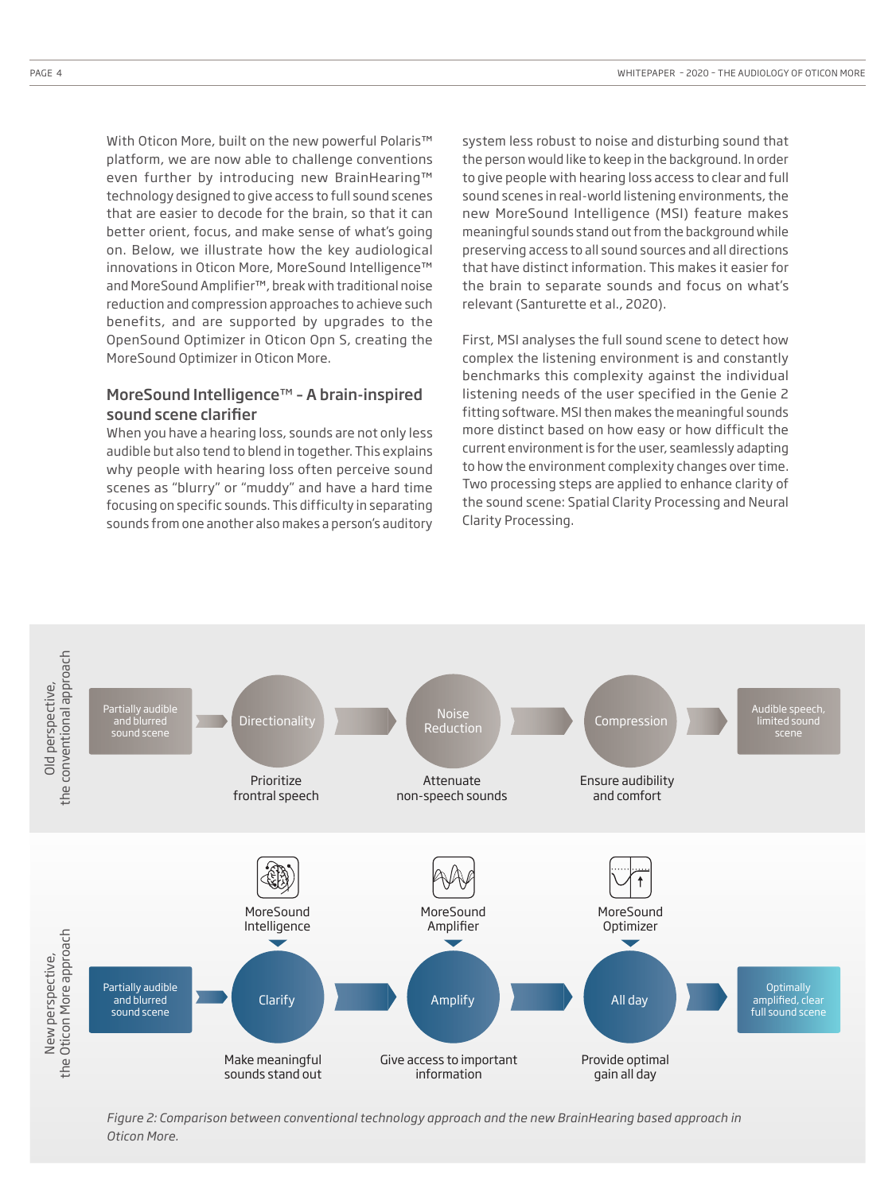With Oticon More, built on the new powerful Polaris™ platform, we are now able to challenge conventions even further by introducing new BrainHearing™ technology designed to give access to full sound scenes that are easier to decode for the brain, so that it can better orient, focus, and make sense of what's going on. Below, we illustrate how the key audiological innovations in Oticon More, MoreSound Intelligence™ and MoreSound Amplifier™, break with traditional noise reduction and compression approaches to achieve such benefits, and are supported by upgrades to the OpenSound Optimizer in Oticon Opn S, creating the MoreSound Optimizer in Oticon More.

## MoreSound Intelligence™ – A brain-inspired sound scene clarifier

When you have a hearing loss, sounds are not only less audible but also tend to blend in together. This explains why people with hearing loss often perceive sound scenes as "blurry" or "muddy" and have a hard time focusing on specific sounds. This difficulty in separating sounds from one another also makes a person's auditory system less robust to noise and disturbing sound that the person would like to keep in the background. In order to give people with hearing loss access to clear and full sound scenes in real-world listening environments, the new MoreSound Intelligence (MSI) feature makes meaningful sounds stand out from the background while preserving access to all sound sources and all directions that have distinct information. This makes it easier for the brain to separate sounds and focus on what's relevant (Santurette et al., 2020).

First, MSI analyses the full sound scene to detect how complex the listening environment is and constantly benchmarks this complexity against the individual listening needs of the user specified in the Genie 2 fitting software. MSI then makes the meaningful sounds more distinct based on how easy or how difficult the current environment is for the user, seamlessly adapting to how the environment complexity changes over time. Two processing steps are applied to enhance clarity of the sound scene: Spatial Clarity Processing and Neural Clarity Processing.

Old perspective, the conventional approach

Partially audible and blurred sound scene → Directionality (Prioritize frontal speech) → Noise Reduction (Attenuate non-speech sounds) → Compression (Ensure audibility and comfort) → Audible speech, limited sound scene

New perspective, the Oticon More approach

Partially audible and blurred sound scene → MoreSound Intelligence: Clarify (Make meaningful sounds stand out) → MoreSound Amplifier: Amplify (Give access to important information) → MoreSound Optimizer: All day (Provide optimal gain all day) → Optimally amplified, clear full sound scene

*Figure 2: Comparison between conventional technology approach and the new BrainHearing based approach in Oticon More.*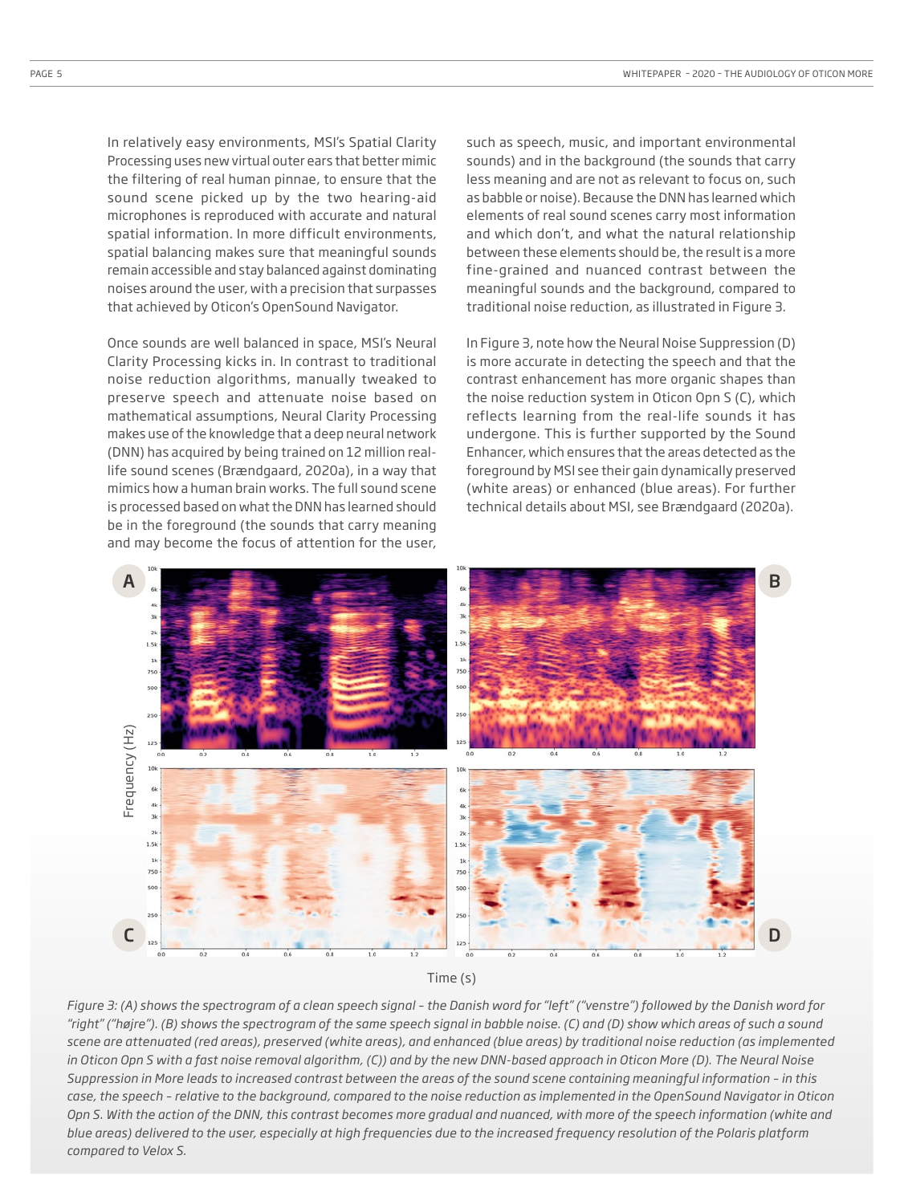In relatively easy environments, MSI's Spatial Clarity Processing uses new virtual outer ears that better mimic the filtering of real human pinnae, to ensure that the sound scene picked up by the two hearing-aid microphones is reproduced with accurate and natural spatial information. In more difficult environments, spatial balancing makes sure that meaningful sounds remain accessible and stay balanced against dominating noises around the user, with a precision that surpasses that achieved by Oticon's OpenSound Navigator.

Once sounds are well balanced in space, MSI's Neural Clarity Processing kicks in. In contrast to traditional noise reduction algorithms, manually tweaked to preserve speech and attenuate noise based on mathematical assumptions, Neural Clarity Processing makes use of the knowledge that a deep neural network (DNN) has acquired by being trained on 12 million real-life sound scenes (Brændgaard, 2020a), in a way that mimics how a human brain works. The full sound scene is processed based on what the DNN has learned should be in the foreground (the sounds that carry meaning and may become the focus of attention for the user, such as speech, music, and important environmental sounds) and in the background (the sounds that carry less meaning and are not as relevant to focus on, such as babble or noise). Because the DNN has learned which elements of real sound scenes carry most information and which don't, and what the natural relationship between these elements should be, the result is a more fine-grained and nuanced contrast between the meaningful sounds and the background, compared to traditional noise reduction, as illustrated in Figure 3.

In Figure 3, note how the Neural Noise Suppression (D) is more accurate in detecting the speech and that the contrast enhancement has more organic shapes than the noise reduction system in Oticon Opn S (C), which reflects learning from the real-life sounds it has undergone. This is further supported by the Sound Enhancer, which ensures that the areas detected as the foreground by MSI see their gain dynamically preserved (white areas) or enhanced (blue areas). For further technical details about MSI, see Brændgaard (2020a).

*Figure 3: (A) shows the spectrogram of a clean speech signal – the Danish word for "left" ("venstre") followed by the Danish word for "right" ("højre"). (B) shows the spectrogram of the same speech signal in babble noise. (C) and (D) show which areas of such a sound scene are attenuated (red areas), preserved (white areas), and enhanced (blue areas) by traditional noise reduction (as implemented in Oticon Opn S with a fast noise removal algorithm, (C)) and by the new DNN-based approach in Oticon More (D). The Neural Noise Suppression in More leads to increased contrast between the areas of the sound scene containing meaningful information – in this case, the speech – relative to the background, compared to the noise reduction as implemented in the OpenSound Navigator in Oticon Opn S. With the action of the DNN, this contrast becomes more gradual and nuanced, with more of the speech information (white and blue areas) delivered to the user, especially at high frequencies due to the increased frequency resolution of the Polaris platform compared to Velox S.*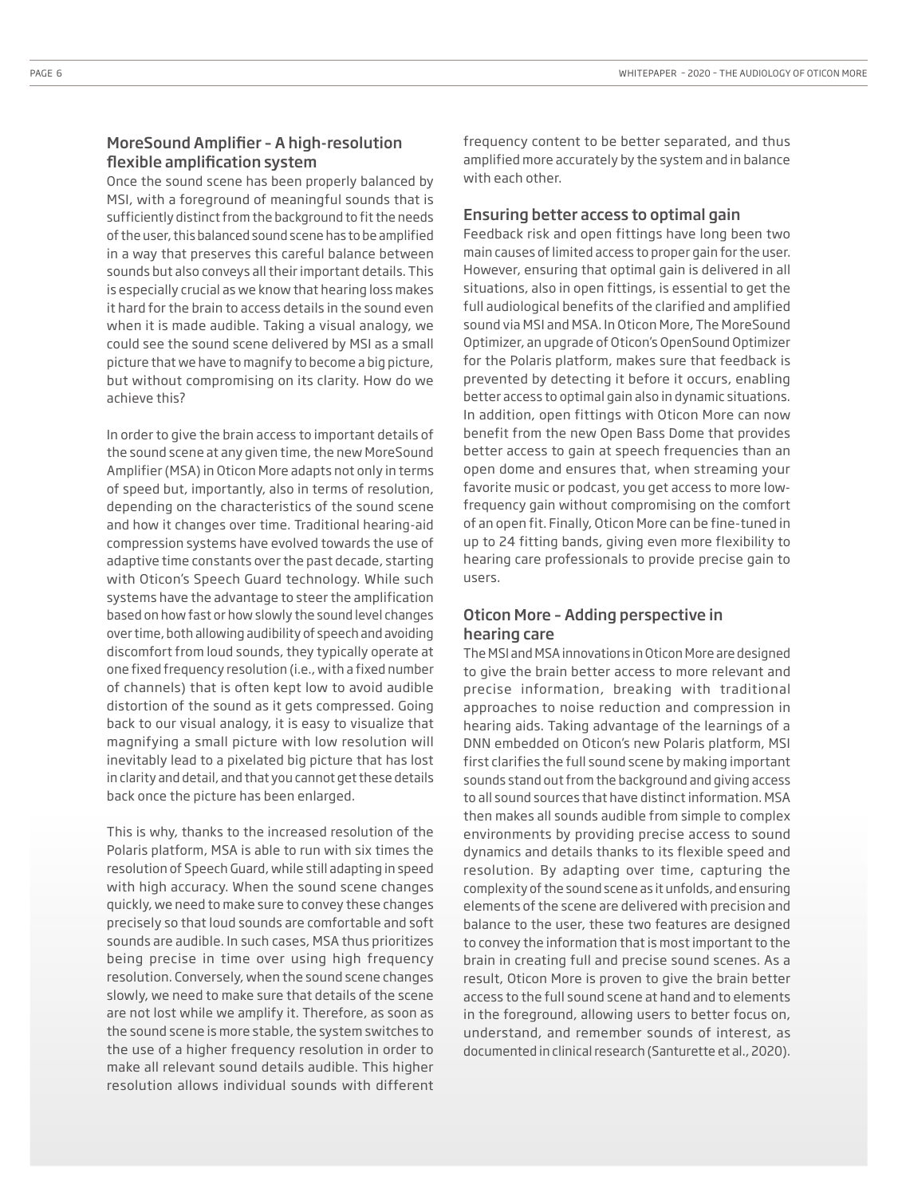## MoreSound Amplifier – A high-resolution flexible amplification system

Once the sound scene has been properly balanced by MSI, with a foreground of meaningful sounds that is sufficiently distinct from the background to fit the needs of the user, this balanced sound scene has to be amplified in a way that preserves this careful balance between sounds but also conveys all their important details. This is especially crucial as we know that hearing loss makes it hard for the brain to access details in the sound even when it is made audible. Taking a visual analogy, we could see the sound scene delivered by MSI as a small picture that we have to magnify to become a big picture, but without compromising on its clarity. How do we achieve this?

In order to give the brain access to important details of the sound scene at any given time, the new MoreSound Amplifier (MSA) in Oticon More adapts not only in terms of speed but, importantly, also in terms of resolution, depending on the characteristics of the sound scene and how it changes over time. Traditional hearing-aid compression systems have evolved towards the use of adaptive time constants over the past decade, starting with Oticon's Speech Guard technology. While such systems have the advantage to steer the amplification based on how fast or how slowly the sound level changes over time, both allowing audibility of speech and avoiding discomfort from loud sounds, they typically operate at one fixed frequency resolution (i.e., with a fixed number of channels) that is often kept low to avoid audible distortion of the sound as it gets compressed. Going back to our visual analogy, it is easy to visualize that magnifying a small picture with low resolution will inevitably lead to a pixelated big picture that has lost in clarity and detail, and that you cannot get these details back once the picture has been enlarged.

This is why, thanks to the increased resolution of the Polaris platform, MSA is able to run with six times the resolution of Speech Guard, while still adapting in speed with high accuracy. When the sound scene changes quickly, we need to make sure to convey these changes precisely so that loud sounds are comfortable and soft sounds are audible. In such cases, MSA thus prioritizes being precise in time over using high frequency resolution. Conversely, when the sound scene changes slowly, we need to make sure that details of the scene are not lost while we amplify it. Therefore, as soon as the sound scene is more stable, the system switches to the use of a higher frequency resolution in order to make all relevant sound details audible. This higher resolution allows individual sounds with different frequency content to be better separated, and thus amplified more accurately by the system and in balance with each other.

## Ensuring better access to optimal gain

Feedback risk and open fittings have long been two main causes of limited access to proper gain for the user. However, ensuring that optimal gain is delivered in all situations, also in open fittings, is essential to get the full audiological benefits of the clarified and amplified sound via MSI and MSA. In Oticon More, The MoreSound Optimizer, an upgrade of Oticon's OpenSound Optimizer for the Polaris platform, makes sure that feedback is prevented by detecting it before it occurs, enabling better access to optimal gain also in dynamic situations. In addition, open fittings with Oticon More can now benefit from the new Open Bass Dome that provides better access to gain at speech frequencies than an open dome and ensures that, when streaming your favorite music or podcast, you get access to more low-frequency gain without compromising on the comfort of an open fit. Finally, Oticon More can be fine-tuned in up to 24 fitting bands, giving even more flexibility to hearing care professionals to provide precise gain to users.

## Oticon More – Adding perspective in hearing care

The MSI and MSA innovations in Oticon More are designed to give the brain better access to more relevant and precise information, breaking with traditional approaches to noise reduction and compression in hearing aids. Taking advantage of the learnings of a DNN embedded on Oticon's new Polaris platform, MSI first clarifies the full sound scene by making important sounds stand out from the background and giving access to all sound sources that have distinct information. MSA then makes all sounds audible from simple to complex environments by providing precise access to sound dynamics and details thanks to its flexible speed and resolution. By adapting over time, capturing the complexity of the sound scene as it unfolds, and ensuring elements of the scene are delivered with precision and balance to the user, these two features are designed to convey the information that is most important to the brain in creating full and precise sound scenes. As a result, Oticon More is proven to give the brain better access to the full sound scene at hand and to elements in the foreground, allowing users to better focus on, understand, and remember sounds of interest, as documented in clinical research (Santurette et al., 2020).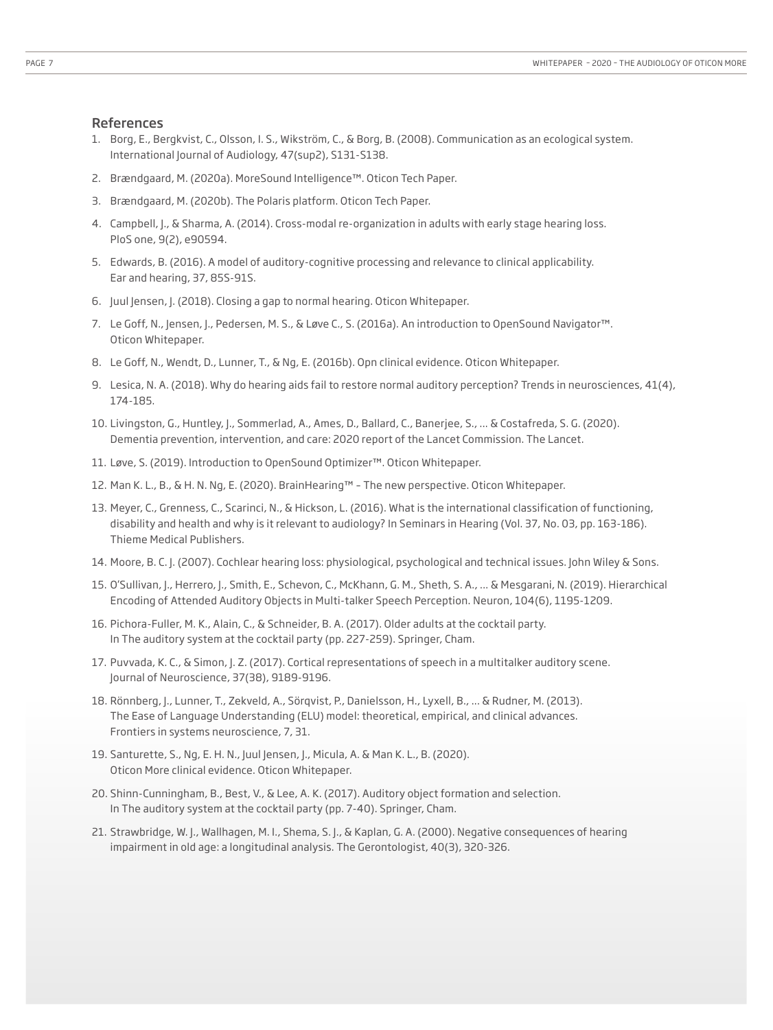## References

1. Borg, E., Bergkvist, C., Olsson, I. S., Wikström, C., & Borg, B. (2008). Communication as an ecological system. International Journal of Audiology, 47(sup2), S131-S138.
2. Brændgaard, M. (2020a). MoreSound Intelligence™. Oticon Tech Paper.
3. Brændgaard, M. (2020b). The Polaris platform. Oticon Tech Paper.
4. Campbell, J., & Sharma, A. (2014). Cross-modal re-organization in adults with early stage hearing loss. PloS one, 9(2), e90594.
5. Edwards, B. (2016). A model of auditory-cognitive processing and relevance to clinical applicability. Ear and hearing, 37, 85S-91S.
6. Juul Jensen, J. (2018). Closing a gap to normal hearing. Oticon Whitepaper.
7. Le Goff, N., Jensen, J., Pedersen, M. S., & Løve C., S. (2016a). An introduction to OpenSound Navigator™. Oticon Whitepaper.
8. Le Goff, N., Wendt, D., Lunner, T., & Ng, E. (2016b). Opn clinical evidence. Oticon Whitepaper.
9. Lesica, N. A. (2018). Why do hearing aids fail to restore normal auditory perception? Trends in neurosciences, 41(4), 174-185.
10. Livingston, G., Huntley, J., Sommerlad, A., Ames, D., Ballard, C., Banerjee, S., ... & Costafreda, S. G. (2020). Dementia prevention, intervention, and care: 2020 report of the Lancet Commission. The Lancet.
11. Løve, S. (2019). Introduction to OpenSound Optimizer™. Oticon Whitepaper.
12. Man K. L., B., & H. N. Ng, E. (2020). BrainHearing™ – The new perspective. Oticon Whitepaper.
13. Meyer, C., Grenness, C., Scarinci, N., & Hickson, L. (2016). What is the international classification of functioning, disability and health and why is it relevant to audiology? In Seminars in Hearing (Vol. 37, No. 03, pp. 163-186). Thieme Medical Publishers.
14. Moore, B. C. J. (2007). Cochlear hearing loss: physiological, psychological and technical issues. John Wiley & Sons.
15. O'Sullivan, J., Herrero, J., Smith, E., Schevon, C., McKhann, G. M., Sheth, S. A., ... & Mesgarani, N. (2019). Hierarchical Encoding of Attended Auditory Objects in Multi-talker Speech Perception. Neuron, 104(6), 1195-1209.
16. Pichora-Fuller, M. K., Alain, C., & Schneider, B. A. (2017). Older adults at the cocktail party. In The auditory system at the cocktail party (pp. 227-259). Springer, Cham.
17. Puvvada, K. C., & Simon, J. Z. (2017). Cortical representations of speech in a multitalker auditory scene. Journal of Neuroscience, 37(38), 9189-9196.
18. Rönnberg, J., Lunner, T., Zekveld, A., Sörqvist, P., Danielsson, H., Lyxell, B., ... & Rudner, M. (2013). The Ease of Language Understanding (ELU) model: theoretical, empirical, and clinical advances. Frontiers in systems neuroscience, 7, 31.
19. Santurette, S., Ng, E. H. N., Juul Jensen, J., Micula, A. & Man K. L., B. (2020). Oticon More clinical evidence. Oticon Whitepaper.
20. Shinn-Cunningham, B., Best, V., & Lee, A. K. (2017). Auditory object formation and selection. In The auditory system at the cocktail party (pp. 7-40). Springer, Cham.
21. Strawbridge, W. J., Wallhagen, M. I., Shema, S. J., & Kaplan, G. A. (2000). Negative consequences of hearing impairment in old age: a longitudinal analysis. The Gerontologist, 40(3), 320-326.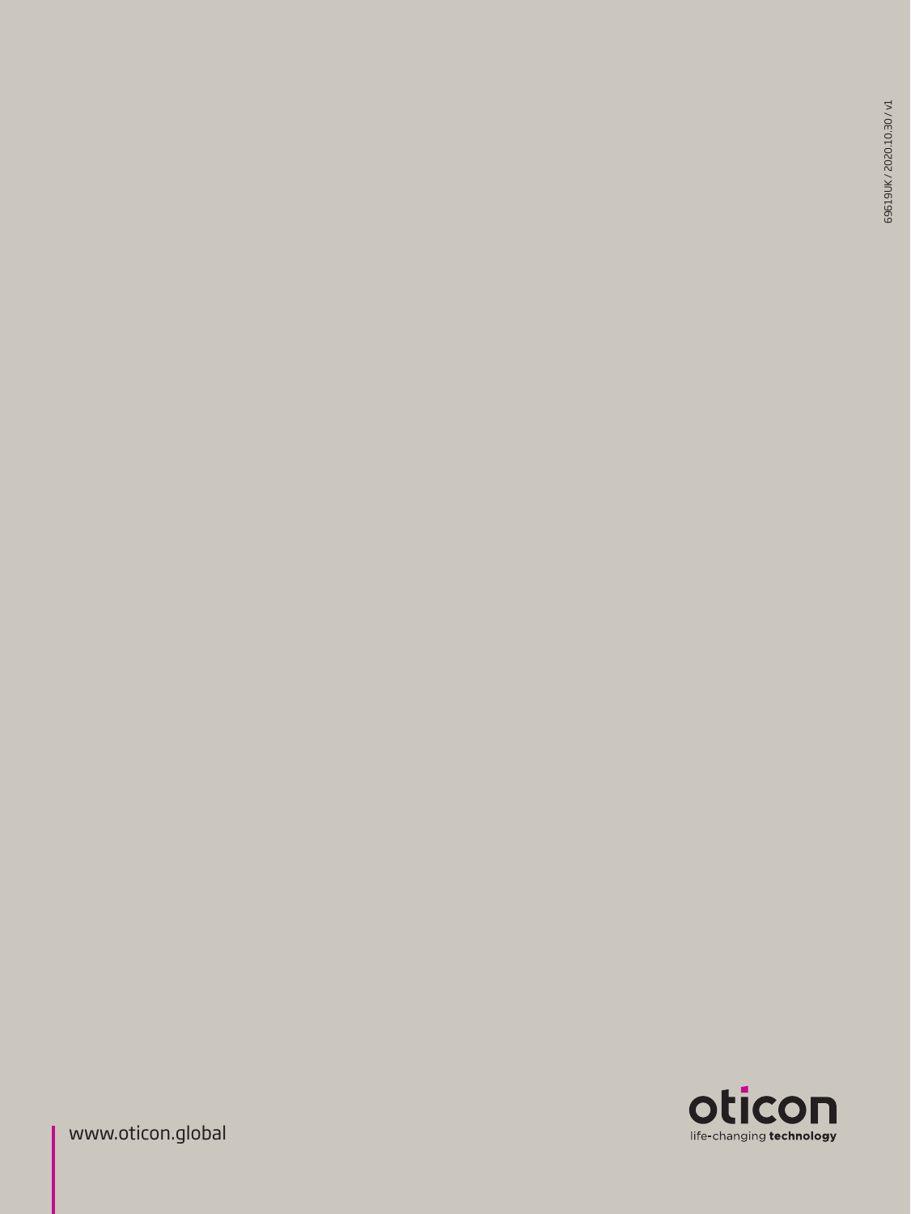69619UK / 2020.10.30 / v1

www.oticon.global

oticon

life-changing **technology**